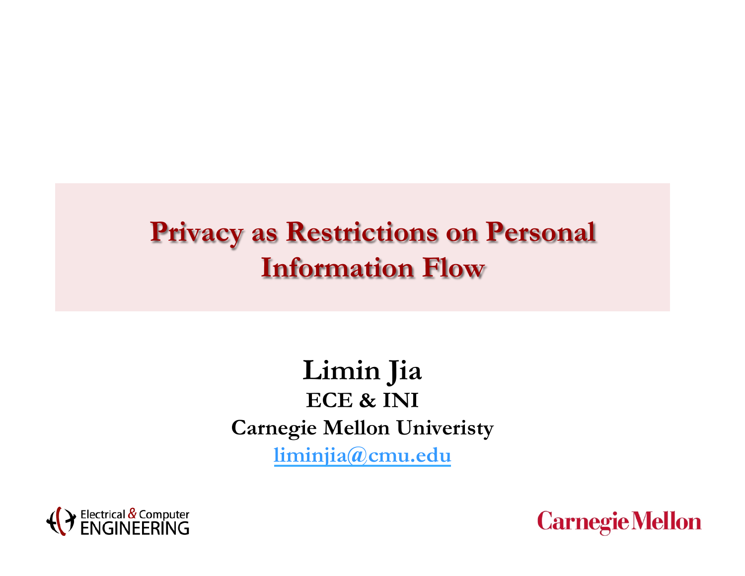# Privacy as Restrictions on Personal Information Flow

**Limin Jia**

**ECE & INI**

**Carnegie Mellon Univeristy**

**liminjia@cmu.edu**

Electrical & Computer ENGINEERING

Carnegie Mellon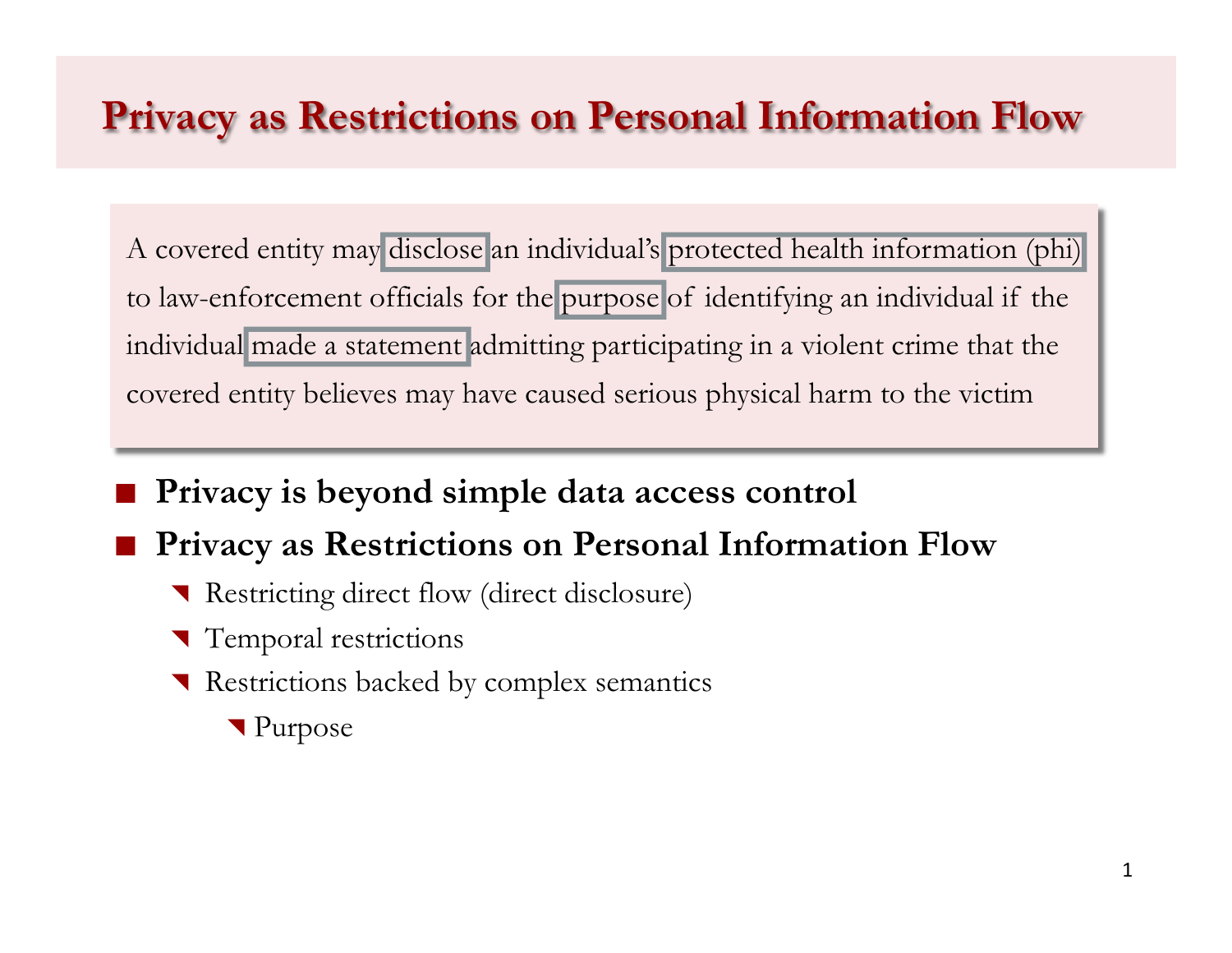# Privacy as Restrictions on Personal Information Flow

> A covered entity may disclose an individual's protected health information (phi) to law-enforcement officials for the purpose of identifying an individual if the individual made a statement admitting participating in a violent crime that the covered entity believes may have caused serious physical harm to the victim

- **Privacy is beyond simple data access control**
- **Privacy as Restrictions on Personal Information Flow**
  - Restricting direct flow (direct disclosure)
  - Temporal restrictions
  - Restrictions backed by complex semantics
    - Purpose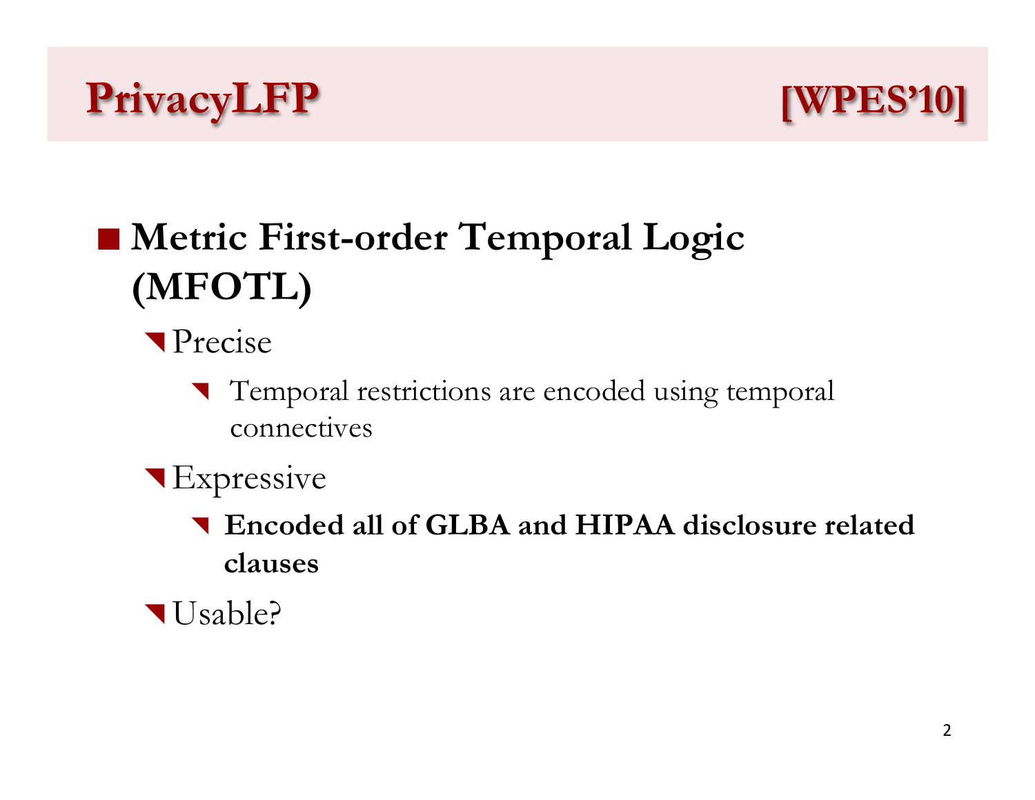# PrivacyLFP [WPES'10]

- **Metric First-order Temporal Logic (MFOTL)**
  - Precise
    - Temporal restrictions are encoded using temporal connectives
  - Expressive
    - **Encoded all of GLBA and HIPAA disclosure related clauses**
  - Usable?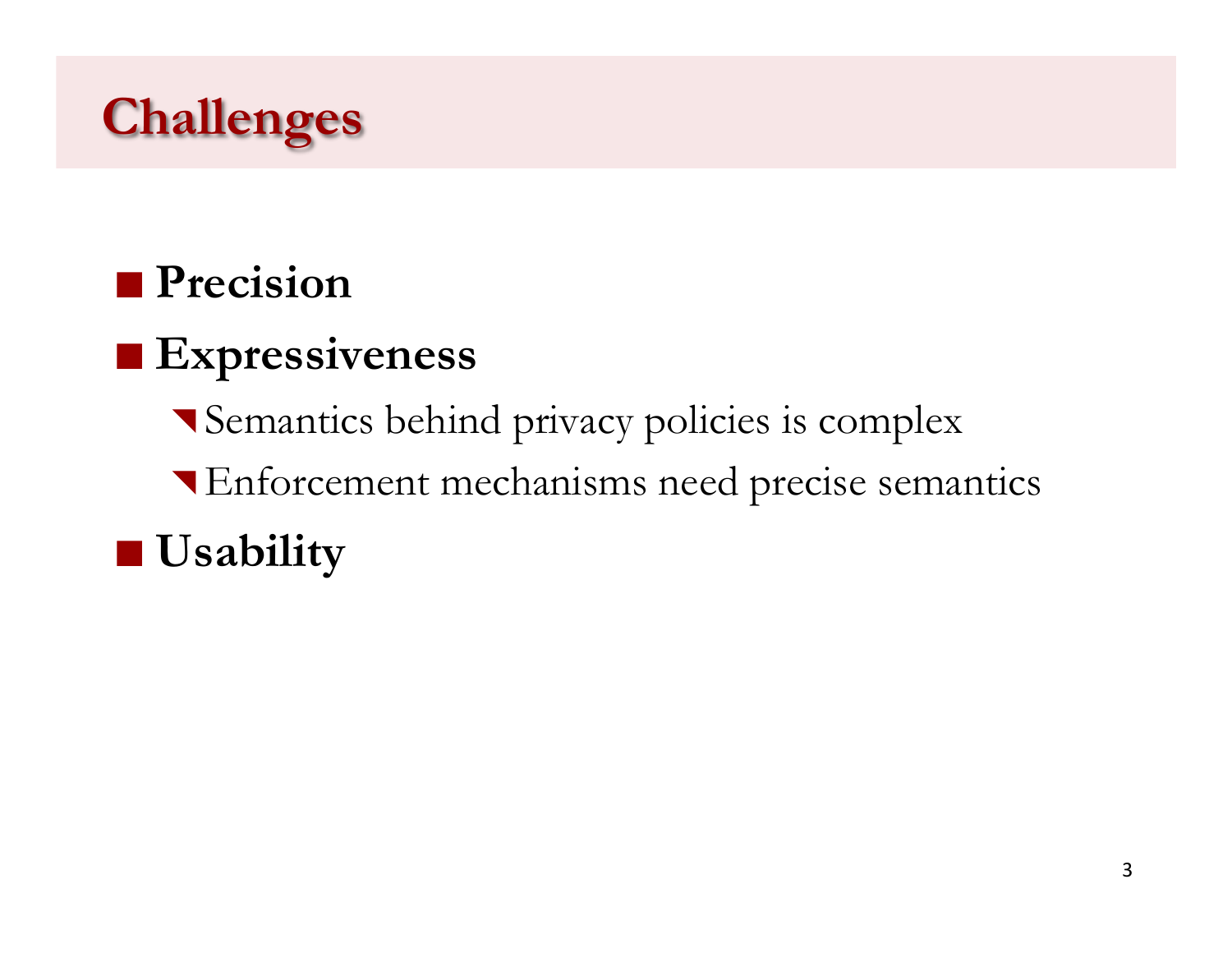# Challenges

- **Precision**
- **Expressiveness**
  - Semantics behind privacy policies is complex
  - Enforcement mechanisms need precise semantics
- **Usability**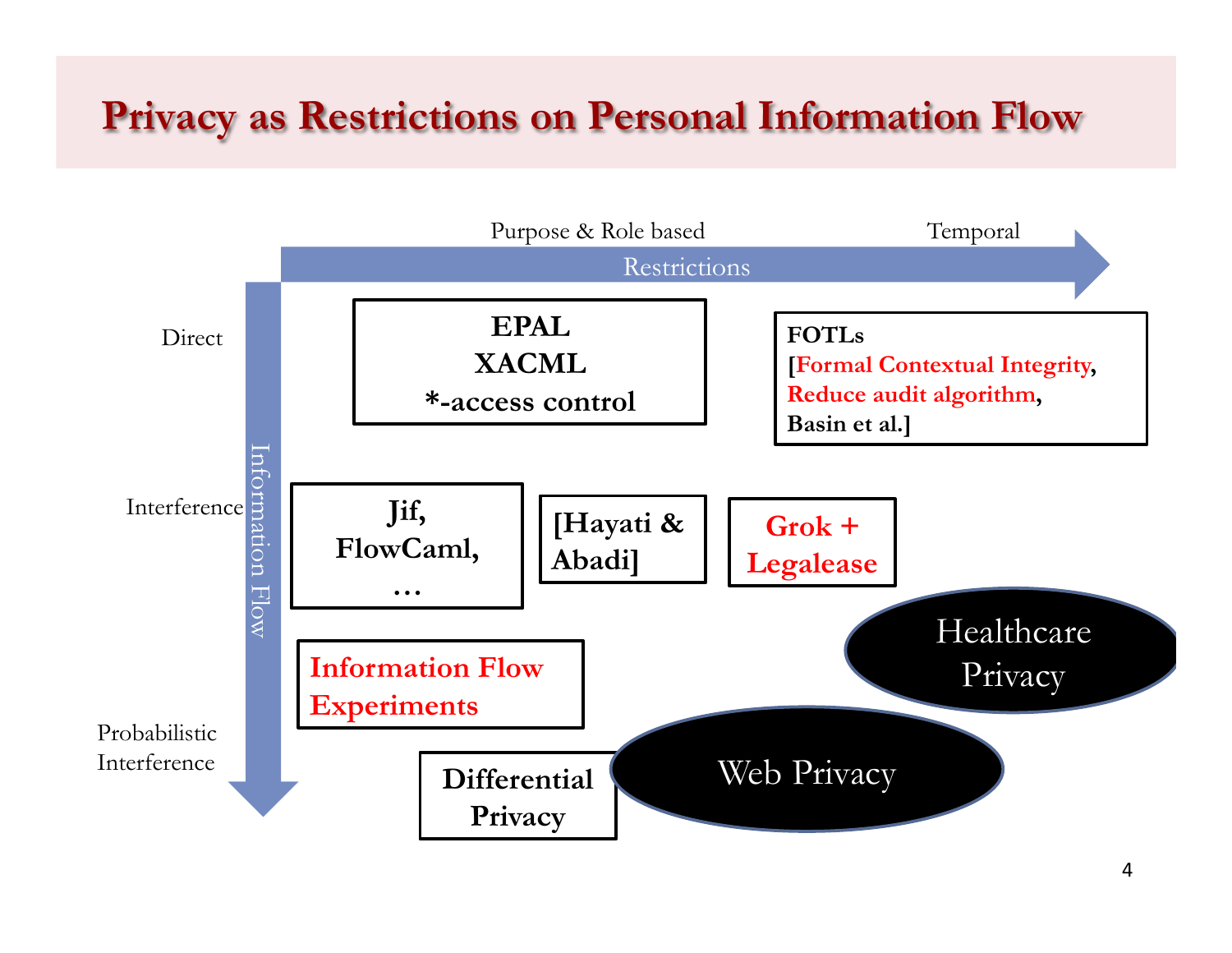# Privacy as Restrictions on Personal Information Flow

Purpose & Role based | Temporal

Restrictions

Information Flow

Direct

**EPAL**
**XACML**
***-access control**

**FOTLs**
**[Formal Contextual Integrity, Reduce audit algorithm, Basin et al.]**

Interference

**Jif, FlowCaml, …**

**[Hayati & Abadi]**

**Grok + Legalease**

Healthcare Privacy

**Information Flow Experiments**

Probabilistic Interference

**Differential Privacy**

Web Privacy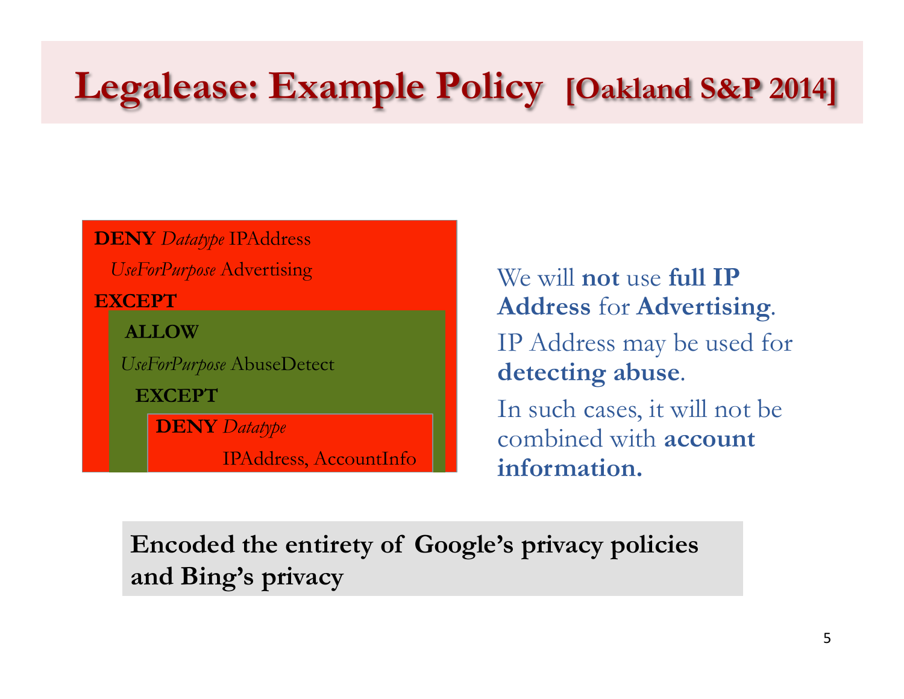# Legalease: Example Policy [Oakland S&P 2014]

```
DENY Datatype IPAddress
  UseForPurpose Advertising
EXCEPT
  ALLOW
  UseForPurpose AbuseDetect
    EXCEPT
      DENY Datatype
           IPAddress, AccountInfo
```

We will **not** use **full IP Address** for **Advertising**.

IP Address may be used for **detecting abuse**.

In such cases, it will not be combined with **account information.**

**Encoded the entirety of Google's privacy policies and Bing's privacy**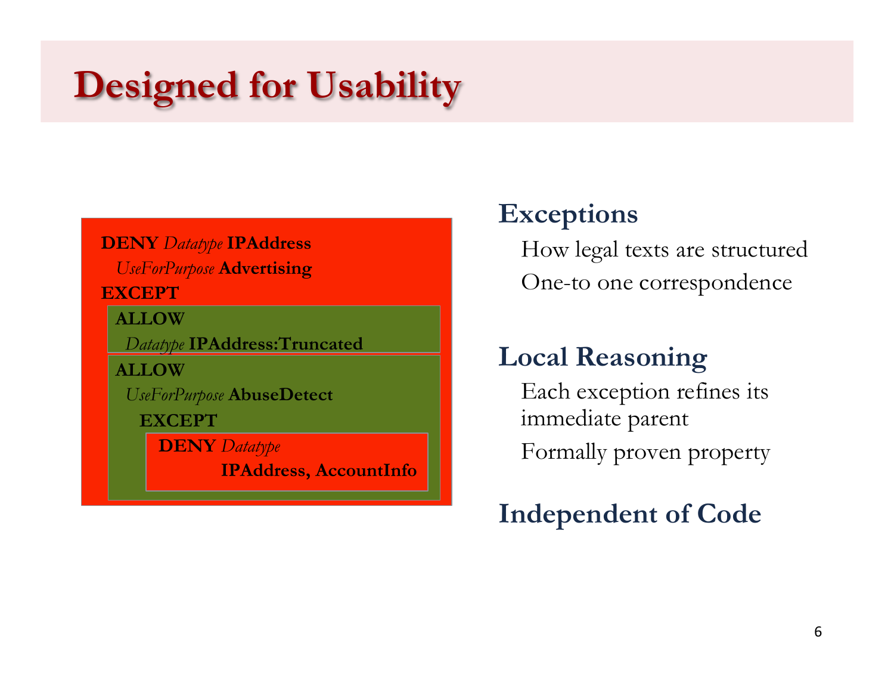# Designed for Usability

```
DENY Datatype IPAddress
  UseForPurpose Advertising
EXCEPT
  ALLOW
    Datatype IPAddress:Truncated
  ALLOW
    UseForPurpose AbuseDetect
    EXCEPT
      DENY Datatype
           IPAddress, AccountInfo
```

## Exceptions

- How legal texts are structured
- One-to one correspondence

## Local Reasoning

- Each exception refines its immediate parent
- Formally proven property

## Independent of Code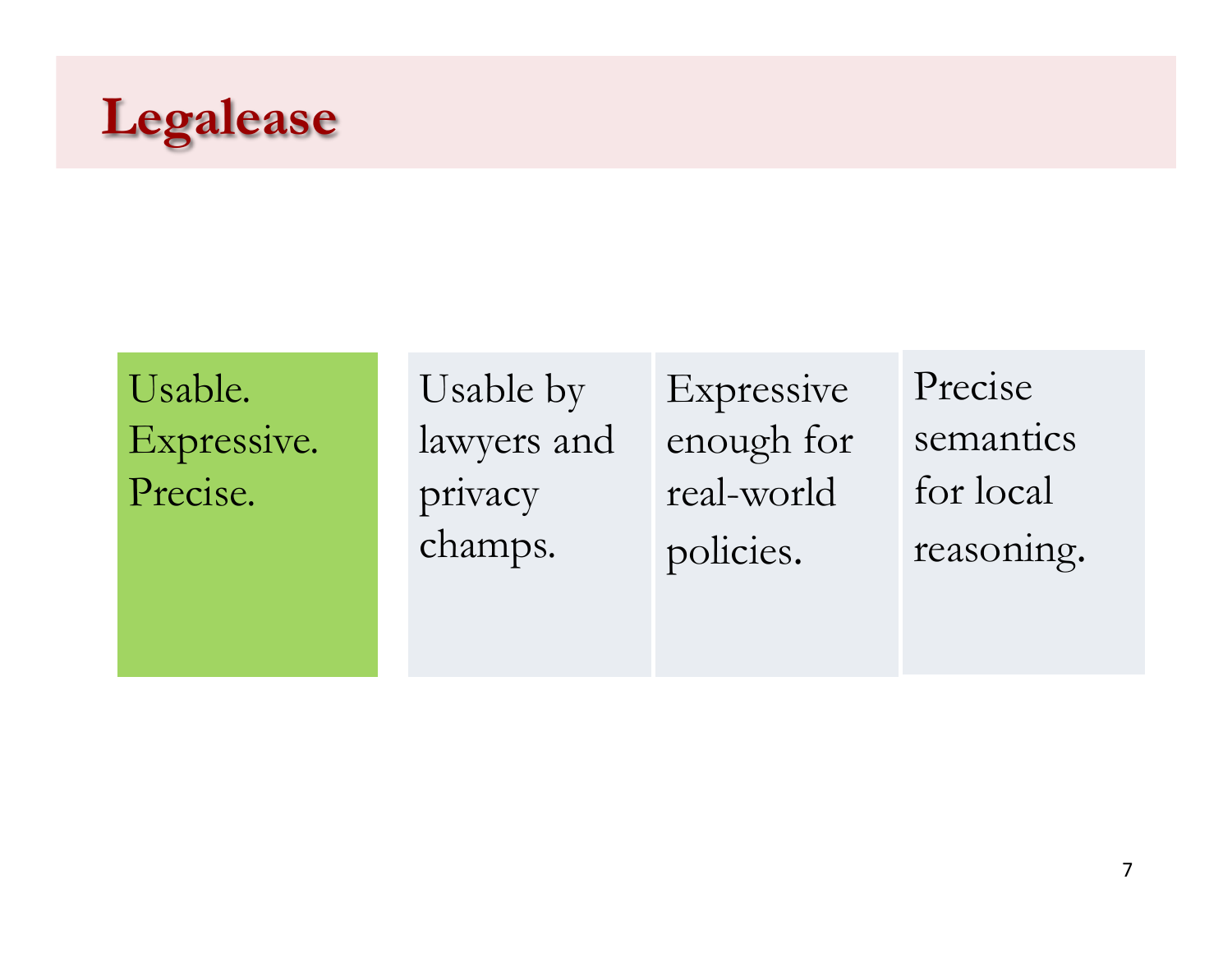# Legalease

| Usable. Expressive. Precise. | Usable by lawyers and privacy champs. | Expressive enough for real-world policies. | Precise semantics for local reasoning. |
|---|---|---|---|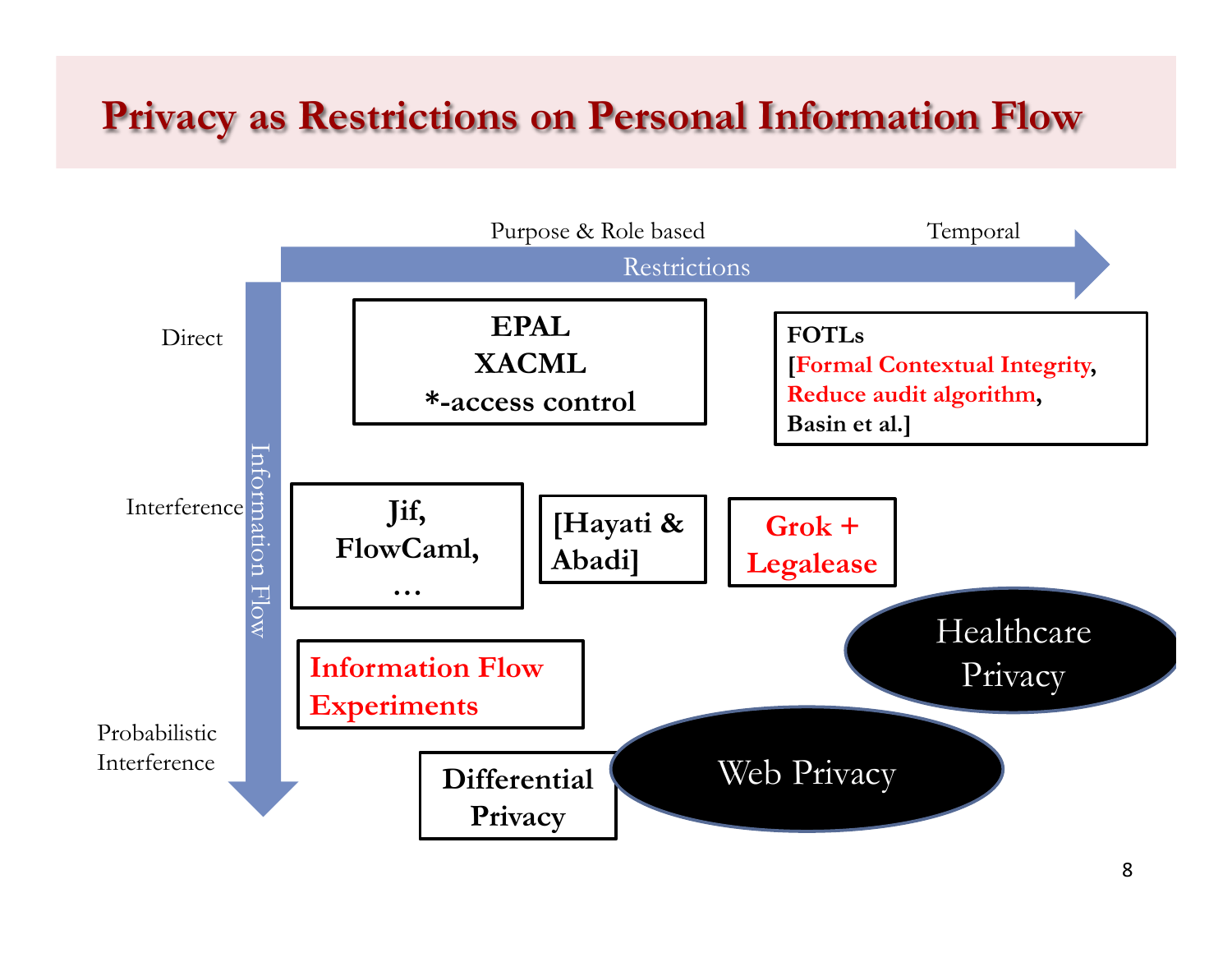# Privacy as Restrictions on Personal Information Flow

Restrictions: Purpose & Role based → Temporal

Information Flow: Direct → Interference → Probabilistic Interference

**Direct**

- **EPAL**
  **XACML**
  ***-access control**
- **FOTLs**
  **[Formal Contextual Integrity, Reduce audit algorithm, Basin et al.]**

**Interference**

- **Jif, FlowCaml, …**
- **[Hayati & Abadi]**
- **Grok + Legalease**

Healthcare Privacy

- **Information Flow Experiments**

**Probabilistic Interference**

- **Differential Privacy**

Web Privacy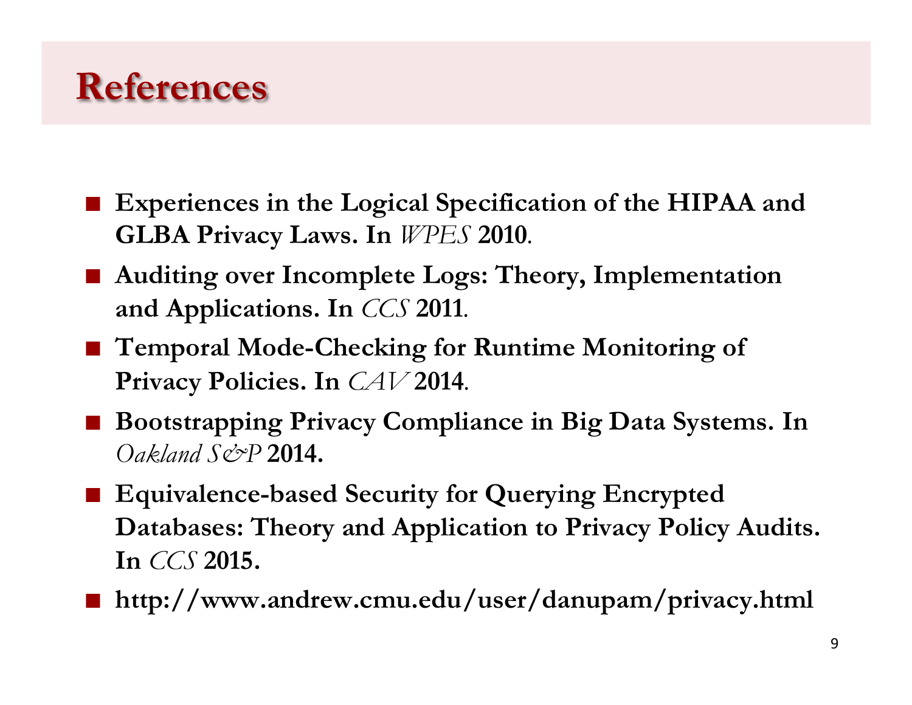# References

- **Experiences in the Logical Specification of the HIPAA and GLBA Privacy Laws. In** *WPES* **2010**.
- **Auditing over Incomplete Logs: Theory, Implementation and Applications. In** *CCS* **2011**.
- **Temporal Mode-Checking for Runtime Monitoring of Privacy Policies. In** *CAV* **2014**.
- **Bootstrapping Privacy Compliance in Big Data Systems. In** *Oakland S&P* **2014.**
- **Equivalence-based Security for Querying Encrypted Databases: Theory and Application to Privacy Policy Audits. In** *CCS* **2015.**
- **http://www.andrew.cmu.edu/user/danupam/privacy.html**